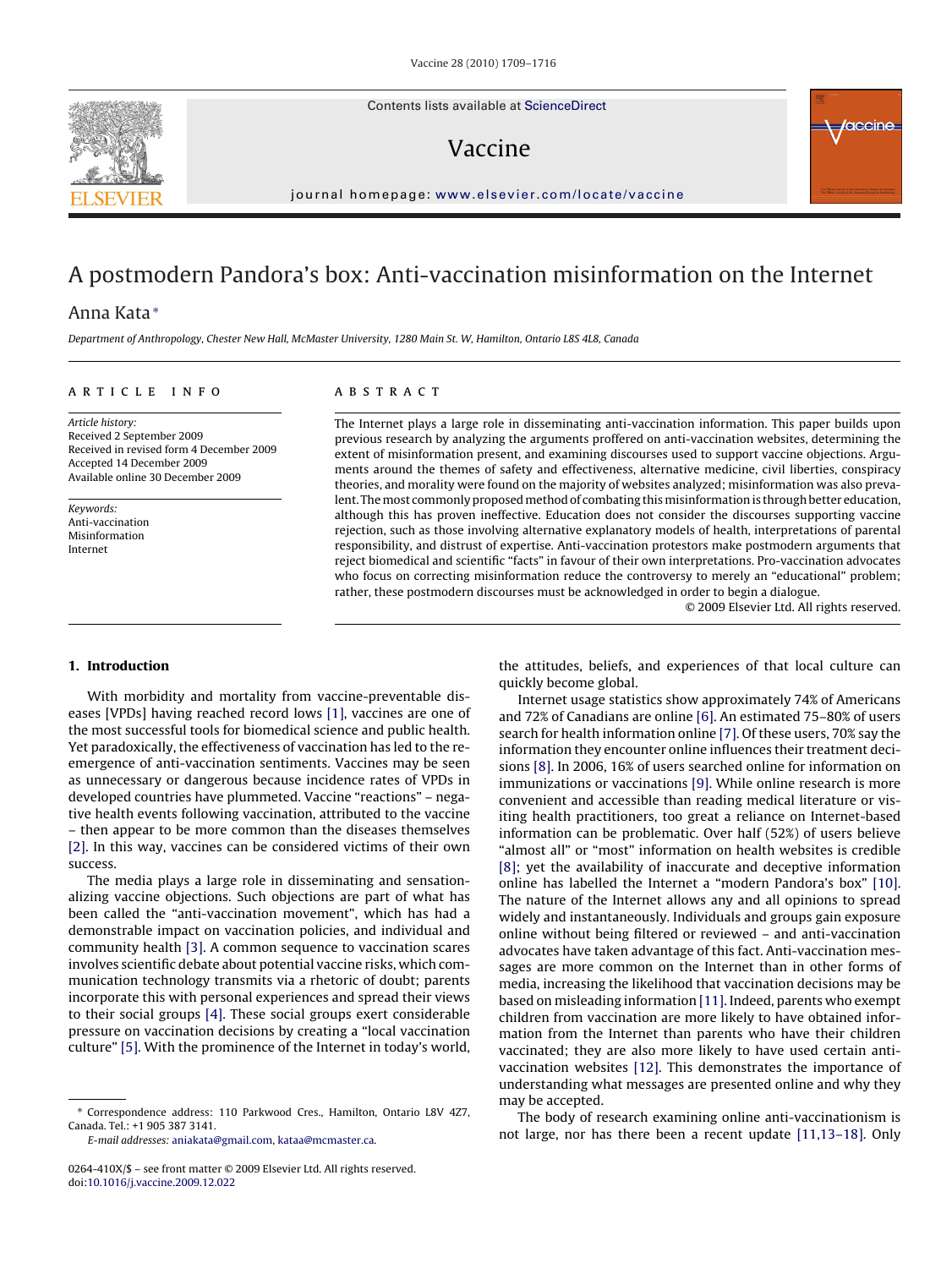# A postmodern Pandora's box: Anti-vaccination misinformation on the Internet

Anna Kata *

*Department of Anthropology, Chester New Hall, McMaster University, 1280 Main St. W, Hamilton, Ontario L8S 4L8, Canada*

**ARTICLE INFO**

*Article history:*
Received 2 September 2009
Received in revised form 4 December 2009
Accepted 14 December 2009
Available online 30 December 2009

*Keywords:*
Anti-vaccination
Misinformation
Internet

**ABSTRACT**

The Internet plays a large role in disseminating anti-vaccination information. This paper builds upon previous research by analyzing the arguments proffered on anti-vaccination websites, determining the extent of misinformation present, and examining discourses used to support vaccine objections. Arguments around the themes of safety and effectiveness, alternative medicine, civil liberties, conspiracy theories, and morality were found on the majority of websites analyzed; misinformation was also prevalent. The most commonly proposed method of combating this misinformation is through better education, although this has proven ineffective. Education does not consider the discourses supporting vaccine rejection, such as those involving alternative explanatory models of health, interpretations of parental responsibility, and distrust of expertise. Anti-vaccination protestors make postmodern arguments that reject biomedical and scientific "facts" in favour of their own interpretations. Pro-vaccination advocates who focus on correcting misinformation reduce the controversy to merely an "educational" problem; rather, these postmodern discourses must be acknowledged in order to begin a dialogue.

© 2009 Elsevier Ltd. All rights reserved.

## 1. Introduction

With morbidity and mortality from vaccine-preventable diseases [VPDs] having reached record lows [1], vaccines are one of the most successful tools for biomedical science and public health. Yet paradoxically, the effectiveness of vaccination has led to the re-emergence of anti-vaccination sentiments. Vaccines may be seen as unnecessary or dangerous because incidence rates of VPDs in developed countries have plummeted. Vaccine "reactions" – negative health events following vaccination, attributed to the vaccine – then appear to be more common than the diseases themselves [2]. In this way, vaccines can be considered victims of their own success.

The media plays a large role in disseminating and sensationalizing vaccine objections. Such objections are part of what has been called the "anti-vaccination movement", which has had a demonstrable impact on vaccination policies, and individual and community health [3]. A common sequence to vaccination scares involves scientific debate about potential vaccine risks, which communication technology transmits via a rhetoric of doubt; parents incorporate this with personal experiences and spread their views to their social groups [4]. These social groups exert considerable pressure on vaccination decisions by creating a "local vaccination culture" [5]. With the prominence of the Internet in today's world, the attitudes, beliefs, and experiences of that local culture can quickly become global.

Internet usage statistics show approximately 74% of Americans and 72% of Canadians are online [6]. An estimated 75–80% of users search for health information online [7]. Of these users, 70% say the information they encounter online influences their treatment decisions [8]. In 2006, 16% of users searched online for information on immunizations or vaccinations [9]. While online research is more convenient and accessible than reading medical literature or visiting health practitioners, too great a reliance on Internet-based information can be problematic. Over half (52%) of users believe "almost all" or "most" information on health websites is credible [8]; yet the availability of inaccurate and deceptive information online has labelled the Internet a "modern Pandora's box" [10]. The nature of the Internet allows any and all opinions to spread widely and instantaneously. Individuals and groups gain exposure online without being filtered or reviewed – and anti-vaccination advocates have taken advantage of this fact. Anti-vaccination messages are more common on the Internet than in other forms of media, increasing the likelihood that vaccination decisions may be based on misleading information [11]. Indeed, parents who exempt children from vaccination are more likely to have obtained information from the Internet than parents who have their children vaccinated; they are also more likely to have used certain anti-vaccination websites [12]. This demonstrates the importance of understanding what messages are presented online and why they may be accepted.

The body of research examining online anti-vaccinationism is not large, nor has there been a recent update [11,13–18]. Only

---

* Correspondence address: 110 Parkwood Cres., Hamilton, Ontario L8V 4Z7, Canada. Tel.: +1 905 387 3141.
*E-mail addresses:* aniakata@gmail.com, kataa@mcmaster.ca.

0264-410X/$ – see front matter © 2009 Elsevier Ltd. All rights reserved.
doi:10.1016/j.vaccine.2009.12.022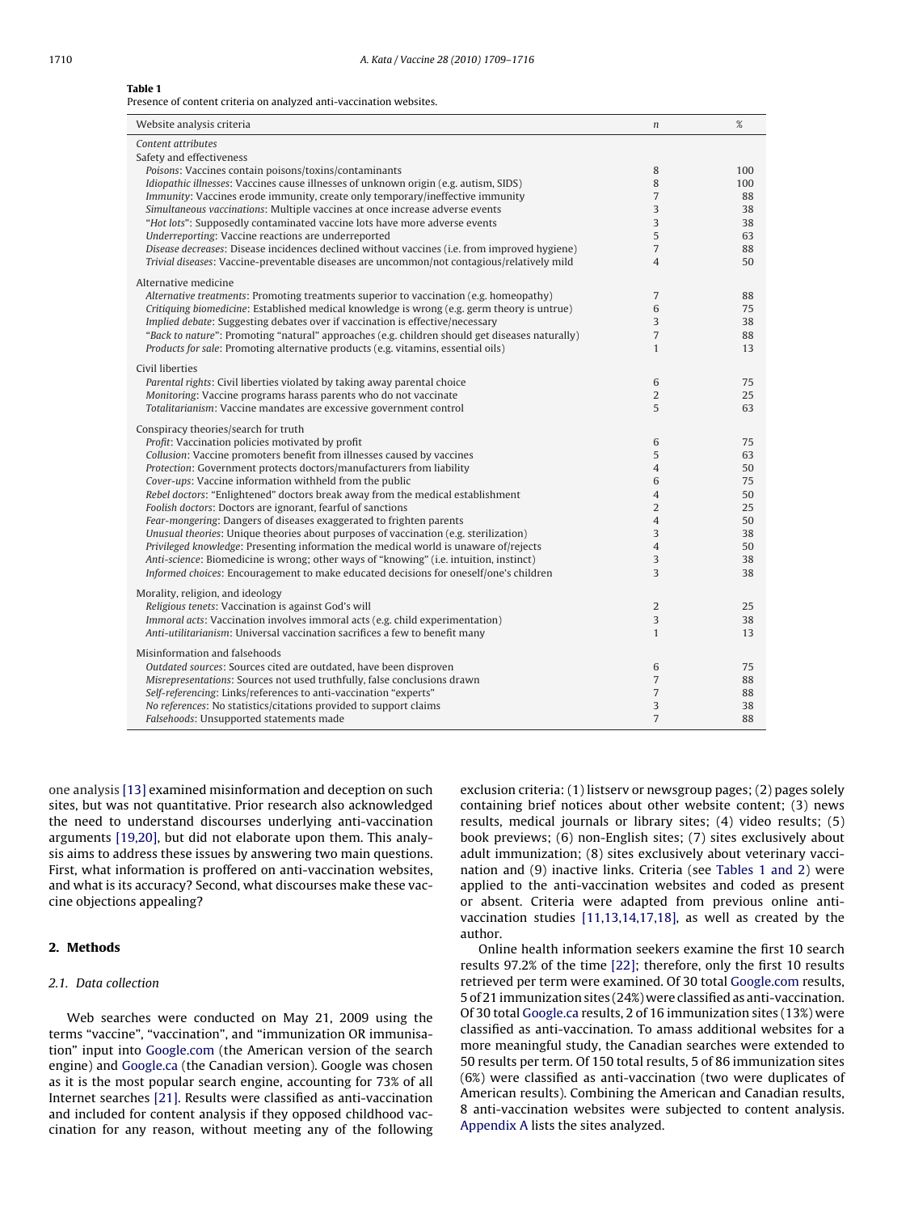**Table 1**
Presence of content criteria on analyzed anti-vaccination websites.

| Website analysis criteria | *n* | % |
|---|---|---|
| *Content attributes* | | |
| Safety and effectiveness | | |
| *Poisons*: Vaccines contain poisons/toxins/contaminants | 8 | 100 |
| *Idiopathic illnesses*: Vaccines cause illnesses of unknown origin (e.g. autism, SIDS) | 8 | 100 |
| *Immunity*: Vaccines erode immunity, create only temporary/ineffective immunity | 7 | 88 |
| *Simultaneous vaccinations*: Multiple vaccines at once increase adverse events | 3 | 38 |
| "*Hot lots*": Supposedly contaminated vaccine lots have more adverse events | 3 | 38 |
| *Underreporting*: Vaccine reactions are underreported | 5 | 63 |
| *Disease decreases*: Disease incidences declined without vaccines (i.e. from improved hygiene) | 7 | 88 |
| *Trivial diseases*: Vaccine-preventable diseases are uncommon/not contagious/relatively mild | 4 | 50 |
| Alternative medicine | | |
| *Alternative treatments*: Promoting treatments superior to vaccination (e.g. homeopathy) | 7 | 88 |
| *Critiquing biomedicine*: Established medical knowledge is wrong (e.g. germ theory is untrue) | 6 | 75 |
| *Implied debate*: Suggesting debates over if vaccination is effective/necessary | 3 | 38 |
| "*Back to nature*": Promoting "natural" approaches (e.g. children should get diseases naturally) | 7 | 88 |
| *Products for sale*: Promoting alternative products (e.g. vitamins, essential oils) | 1 | 13 |
| Civil liberties | | |
| *Parental rights*: Civil liberties violated by taking away parental choice | 6 | 75 |
| *Monitoring*: Vaccine programs harass parents who do not vaccinate | 2 | 25 |
| *Totalitarianism*: Vaccine mandates are excessive government control | 5 | 63 |
| Conspiracy theories/search for truth | | |
| *Profit*: Vaccination policies motivated by profit | 6 | 75 |
| *Collusion*: Vaccine promoters benefit from illnesses caused by vaccines | 5 | 63 |
| *Protection*: Government protects doctors/manufacturers from liability | 4 | 50 |
| *Cover-ups*: Vaccine information withheld from the public | 6 | 75 |
| *Rebel doctors*: "Enlightened" doctors break away from the medical establishment | 4 | 50 |
| *Foolish doctors*: Doctors are ignorant, fearful of sanctions | 2 | 25 |
| *Fear-mongering*: Dangers of diseases exaggerated to frighten parents | 4 | 50 |
| *Unusual theories*: Unique theories about purposes of vaccination (e.g. sterilization) | 3 | 38 |
| *Privileged knowledge*: Presenting information the medical world is unaware of/rejects | 4 | 50 |
| *Anti-science*: Biomedicine is wrong; other ways of "knowing" (i.e. intuition, instinct) | 3 | 38 |
| *Informed choices*: Encouragement to make educated decisions for oneself/one's children | 3 | 38 |
| Morality, religion, and ideology | | |
| *Religious tenets*: Vaccination is against God's will | 2 | 25 |
| *Immoral acts*: Vaccination involves immoral acts (e.g. child experimentation) | 3 | 38 |
| *Anti-utilitarianism*: Universal vaccination sacrifices a few to benefit many | 1 | 13 |
| Misinformation and falsehoods | | |
| *Outdated sources*: Sources cited are outdated, have been disproven | 6 | 75 |
| *Misrepresentations*: Sources not used truthfully, false conclusions drawn | 7 | 88 |
| *Self-referencing*: Links/references to anti-vaccination "experts" | 7 | 88 |
| *No references*: No statistics/citations provided to support claims | 3 | 38 |
| *Falsehoods*: Unsupported statements made | 7 | 88 |

one analysis [13] examined misinformation and deception on such sites, but was not quantitative. Prior research also acknowledged the need to understand discourses underlying anti-vaccination arguments [19,20], but did not elaborate upon them. This analysis aims to address these issues by answering two main questions. First, what information is proffered on anti-vaccination websites, and what is its accuracy? Second, what discourses make these vaccine objections appealing?

## 2. Methods

### 2.1. Data collection

Web searches were conducted on May 21, 2009 using the terms "vaccine", "vaccination", and "immunization OR immunisation" input into Google.com (the American version of the search engine) and Google.ca (the Canadian version). Google was chosen as it is the most popular search engine, accounting for 73% of all Internet searches [21]. Results were classified as anti-vaccination and included for content analysis if they opposed childhood vaccination for any reason, without meeting any of the following exclusion criteria: (1) listserv or newsgroup pages; (2) pages solely containing brief notices about other website content; (3) news results, medical journals or library sites; (4) video results; (5) book previews; (6) non-English sites; (7) sites exclusively about adult immunization; (8) sites exclusively about veterinary vaccination and (9) inactive links. Criteria (see Tables 1 and 2) were applied to the anti-vaccination websites and coded as present or absent. Criteria were adapted from previous online anti-vaccination studies [11,13,14,17,18], as well as created by the author.

Online health information seekers examine the first 10 search results 97.2% of the time [22]; therefore, only the first 10 results retrieved per term were examined. Of 30 total Google.com results, 5 of 21 immunization sites (24%) were classified as anti-vaccination. Of 30 total Google.ca results, 2 of 16 immunization sites (13%) were classified as anti-vaccination. To amass additional websites for a more meaningful study, the Canadian searches were extended to 50 results per term. Of 150 total results, 5 of 86 immunization sites (6%) were classified as anti-vaccination (two were duplicates of American results). Combining the American and Canadian results, 8 anti-vaccination websites were subjected to content analysis. Appendix A lists the sites analyzed.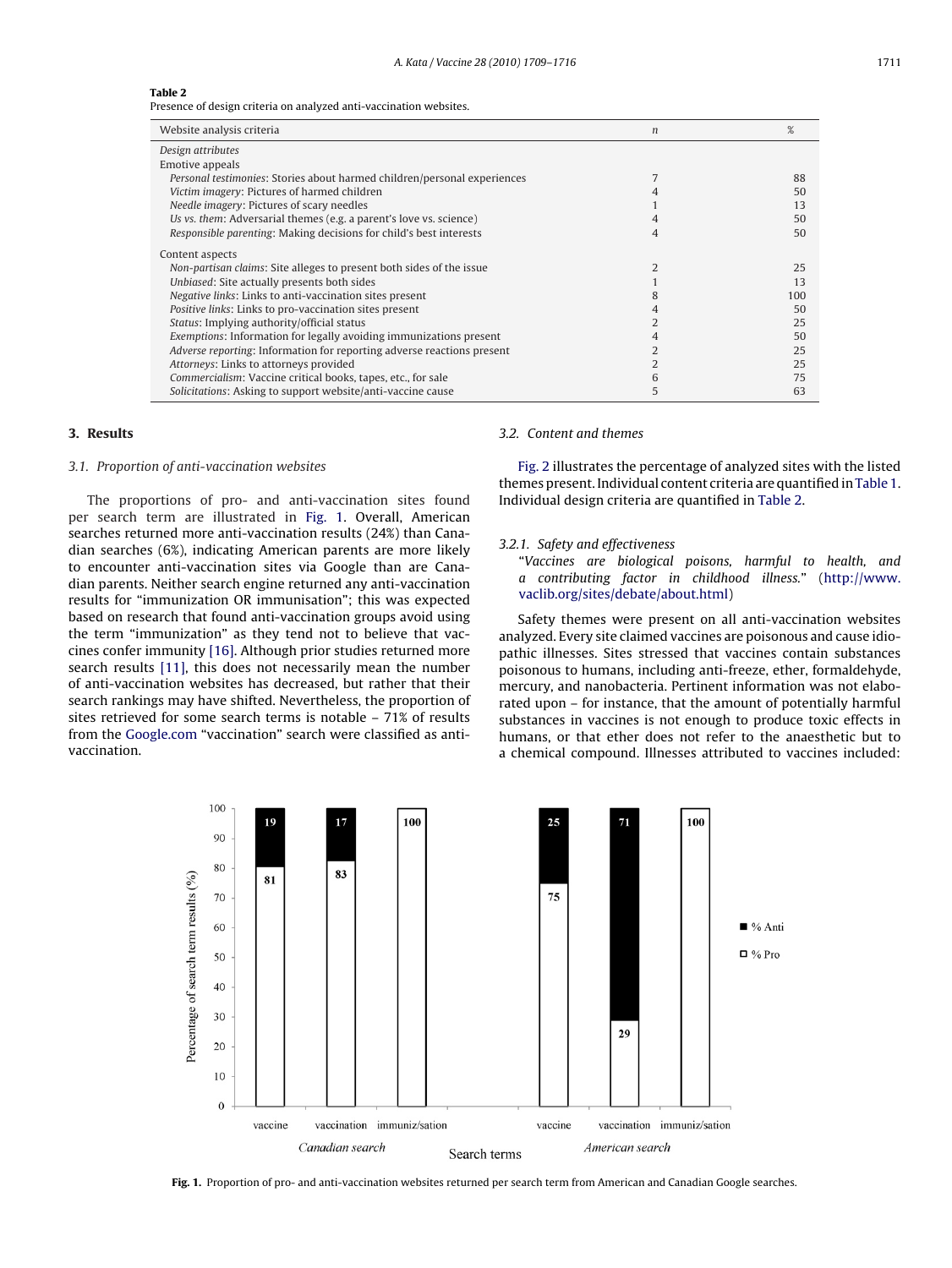**Table 2**
Presence of design criteria on analyzed anti-vaccination websites.

| Website analysis criteria | n | % |
|---|---|---|
| *Design attributes* | | |
| Emotive appeals | | |
| *Personal testimonies*: Stories about harmed children/personal experiences | 7 | 88 |
| *Victim imagery*: Pictures of harmed children | 4 | 50 |
| *Needle imagery*: Pictures of scary needles | 1 | 13 |
| *Us vs. them*: Adversarial themes (e.g. a parent's love vs. science) | 4 | 50 |
| *Responsible parenting*: Making decisions for child's best interests | 4 | 50 |
| Content aspects | | |
| *Non-partisan claims*: Site alleges to present both sides of the issue | 2 | 25 |
| *Unbiased*: Site actually presents both sides | 1 | 13 |
| *Negative links*: Links to anti-vaccination sites present | 8 | 100 |
| *Positive links*: Links to pro-vaccination sites present | 4 | 50 |
| *Status*: Implying authority/official status | 2 | 25 |
| *Exemptions*: Information for legally avoiding immunizations present | 4 | 50 |
| *Adverse reporting*: Information for reporting adverse reactions present | 2 | 25 |
| *Attorneys*: Links to attorneys provided | 2 | 25 |
| *Commercialism*: Vaccine critical books, tapes, etc., for sale | 6 | 75 |
| *Solicitations*: Asking to support website/anti-vaccine cause | 5 | 63 |

## 3. Results

### 3.1. Proportion of anti-vaccination websites

The proportions of pro- and anti-vaccination sites found per search term are illustrated in Fig. 1. Overall, American searches returned more anti-vaccination results (24%) than Canadian searches (6%), indicating American parents are more likely to encounter anti-vaccination sites via Google than are Canadian parents. Neither search engine returned any anti-vaccination results for "immunization OR immunisation"; this was expected based on research that found anti-vaccination groups avoid using the term "immunization" as they tend not to believe that vaccines confer immunity [16]. Although prior studies returned more search results [11], this does not necessarily mean the number of anti-vaccination websites has decreased, but rather that their search rankings may have shifted. Nevertheless, the proportion of sites retrieved for some search terms is notable – 71% of results from the Google.com "vaccination" search were classified as anti-vaccination.

### 3.2. Content and themes

Fig. 2 illustrates the percentage of analyzed sites with the listed themes present. Individual content criteria are quantified in Table 1. Individual design criteria are quantified in Table 2.

#### 3.2.1. Safety and effectiveness

"*Vaccines are biological poisons, harmful to health, and a contributing factor in childhood illness.*" (http://www.vaclib.org/sites/debate/about.html)

Safety themes were present on all anti-vaccination websites analyzed. Every site claimed vaccines are poisonous and cause idiopathic illnesses. Sites stressed that vaccines contain substances poisonous to humans, including anti-freeze, ether, formaldehyde, mercury, and nanobacteria. Pertinent information was not elaborated upon – for instance, that the amount of potentially harmful substances in vaccines is not enough to produce toxic effects in humans, or that ether does not refer to the anaesthetic but to a chemical compound. Illnesses attributed to vaccines included:

| Search | Search term | % Anti | % Pro |
|---|---|---|---|
| Canadian search | vaccine | 19 | 81 |
| Canadian search | vaccination | 17 | 83 |
| Canadian search | immuniz/sation | 0 | 100 |
| American search | vaccine | 25 | 75 |
| American search | vaccination | 71 | 29 |
| American search | immuniz/sation | 0 | 100 |

**Fig. 1.** Proportion of pro- and anti-vaccination websites returned per search term from American and Canadian Google searches.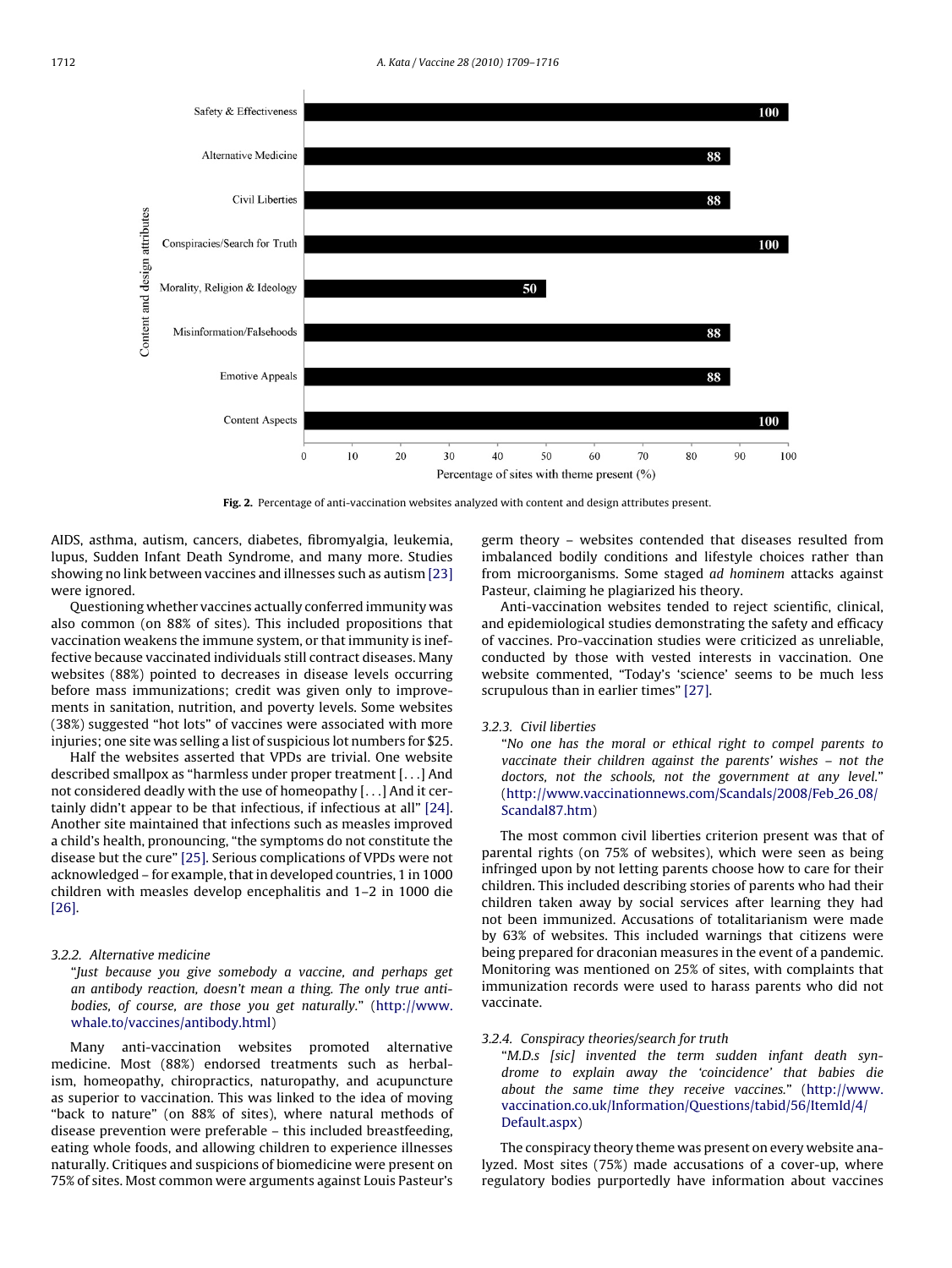Fig. 2. Percentage of anti-vaccination websites analyzed with content and design attributes present.

AIDS, asthma, autism, cancers, diabetes, fibromyalgia, leukemia, lupus, Sudden Infant Death Syndrome, and many more. Studies showing no link between vaccines and illnesses such as autism [23] were ignored.

Questioning whether vaccines actually conferred immunity was also common (on 88% of sites). This included propositions that vaccination weakens the immune system, or that immunity is ineffective because vaccinated individuals still contract diseases. Many websites (88%) pointed to decreases in disease levels occurring before mass immunizations; credit was given only to improvements in sanitation, nutrition, and poverty levels. Some websites (38%) suggested "hot lots" of vaccines were associated with more injuries; one site was selling a list of suspicious lot numbers for $25.

Half the websites asserted that VPDs are trivial. One website described smallpox as "harmless under proper treatment [. . .] And not considered deadly with the use of homeopathy [. . .] And it certainly didn't appear to be that infectious, if infectious at all" [24]. Another site maintained that infections such as measles improved a child's health, pronouncing, "the symptoms do not constitute the disease but the cure" [25]. Serious complications of VPDs were not acknowledged – for example, that in developed countries, 1 in 1000 children with measles develop encephalitis and 1–2 in 1000 die [26].

### 3.2.2. Alternative medicine

"*Just because you give somebody a vaccine, and perhaps get an antibody reaction, doesn't mean a thing. The only true antibodies, of course, are those you get naturally.*" (http://www.whale.to/vaccines/antibody.html)

Many anti-vaccination websites promoted alternative medicine. Most (88%) endorsed treatments such as herbalism, homeopathy, chiropractics, naturopathy, and acupuncture as superior to vaccination. This was linked to the idea of moving "back to nature" (on 88% of sites), where natural methods of disease prevention were preferable – this included breastfeeding, eating whole foods, and allowing children to experience illnesses naturally. Critiques and suspicions of biomedicine were present on 75% of sites. Most common were arguments against Louis Pasteur's germ theory – websites contended that diseases resulted from imbalanced bodily conditions and lifestyle choices rather than from microorganisms. Some staged *ad hominem* attacks against Pasteur, claiming he plagiarized his theory.

Anti-vaccination websites tended to reject scientific, clinical, and epidemiological studies demonstrating the safety and efficacy of vaccines. Pro-vaccination studies were criticized as unreliable, conducted by those with vested interests in vaccination. One website commented, "Today's 'science' seems to be much less scrupulous than in earlier times" [27].

### 3.2.3. Civil liberties

"*No one has the moral or ethical right to compel parents to vaccinate their children against the parents' wishes – not the doctors, not the schools, not the government at any level.*" (http://www.vaccinationnews.com/Scandals/2008/Feb_26_08/Scandal87.htm)

The most common civil liberties criterion present was that of parental rights (on 75% of websites), which were seen as being infringed upon by not letting parents choose how to care for their children. This included describing stories of parents who had their children taken away by social services after learning they had not been immunized. Accusations of totalitarianism were made by 63% of websites. This included warnings that citizens were being prepared for draconian measures in the event of a pandemic. Monitoring was mentioned on 25% of sites, with complaints that immunization records were used to harass parents who did not vaccinate.

### 3.2.4. Conspiracy theories/search for truth

"*M.D.s [sic] invented the term sudden infant death syndrome to explain away the 'coincidence' that babies die about the same time they receive vaccines.*" (http://www.vaccination.co.uk/Information/Questions/tabid/56/ItemId/4/Default.aspx)

The conspiracy theory theme was present on every website analyzed. Most sites (75%) made accusations of a cover-up, where regulatory bodies purportedly have information about vaccines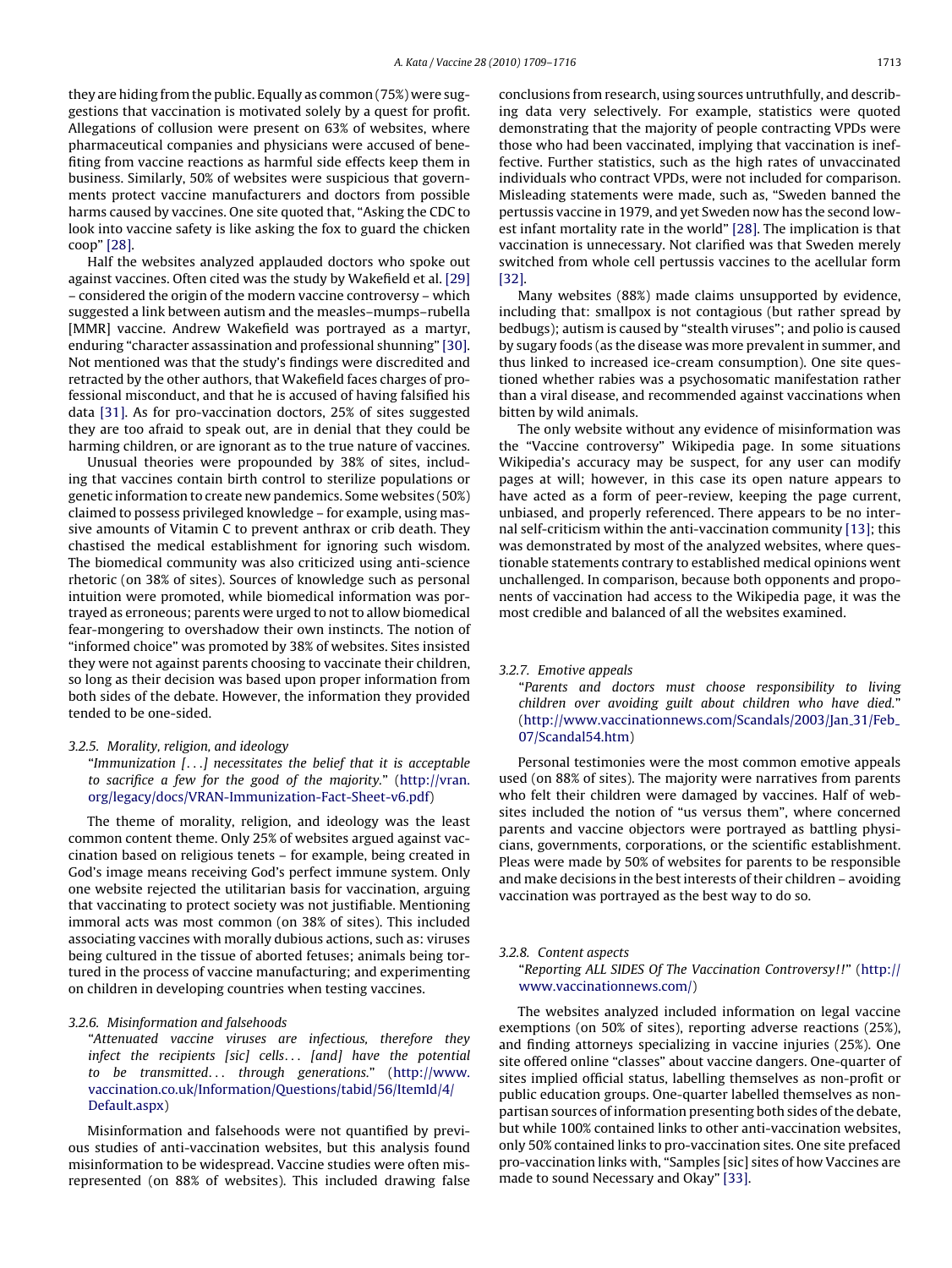they are hiding from the public. Equally as common (75%) were suggestions that vaccination is motivated solely by a quest for profit. Allegations of collusion were present on 63% of websites, where pharmaceutical companies and physicians were accused of benefiting from vaccine reactions as harmful side effects keep them in business. Similarly, 50% of websites were suspicious that governments protect vaccine manufacturers and doctors from possible harms caused by vaccines. One site quoted that, "Asking the CDC to look into vaccine safety is like asking the fox to guard the chicken coop" [28].

Half the websites analyzed applauded doctors who spoke out against vaccines. Often cited was the study by Wakefield et al. [29] – considered the origin of the modern vaccine controversy – which suggested a link between autism and the measles–mumps–rubella [MMR] vaccine. Andrew Wakefield was portrayed as a martyr, enduring "character assassination and professional shunning" [30]. Not mentioned was that the study's findings were discredited and retracted by the other authors, that Wakefield faces charges of professional misconduct, and that he is accused of having falsified his data [31]. As for pro-vaccination doctors, 25% of sites suggested they are too afraid to speak out, are in denial that they could be harming children, or are ignorant as to the true nature of vaccines.

Unusual theories were propounded by 38% of sites, including that vaccines contain birth control to sterilize populations or genetic information to create new pandemics. Some websites (50%) claimed to possess privileged knowledge – for example, using massive amounts of Vitamin C to prevent anthrax or crib death. They chastised the medical establishment for ignoring such wisdom. The biomedical community was also criticized using anti-science rhetoric (on 38% of sites). Sources of knowledge such as personal intuition were promoted, while biomedical information was portrayed as erroneous; parents were urged to not to allow biomedical fear-mongering to overshadow their own instincts. The notion of "informed choice" was promoted by 38% of websites. Sites insisted they were not against parents choosing to vaccinate their children, so long as their decision was based upon proper information from both sides of the debate. However, the information they provided tended to be one-sided.

### 3.2.5. Morality, religion, and ideology

"*Immunization [...] necessitates the belief that it is acceptable to sacrifice a few for the good of the majority.*" (http://vran.org/legacy/docs/VRAN-Immunization-Fact-Sheet-v6.pdf)

The theme of morality, religion, and ideology was the least common content theme. Only 25% of websites argued against vaccination based on religious tenets – for example, being created in God's image means receiving God's perfect immune system. Only one website rejected the utilitarian basis for vaccination, arguing that vaccinating to protect society was not justifiable. Mentioning immoral acts was most common (on 38% of sites). This included associating vaccines with morally dubious actions, such as: viruses being cultured in the tissue of aborted fetuses; animals being tortured in the process of vaccine manufacturing; and experimenting on children in developing countries when testing vaccines.

### 3.2.6. Misinformation and falsehoods

"*Attenuated vaccine viruses are infectious, therefore they infect the recipients [sic] cells... [and] have the potential to be transmitted... through generations.*" (http://www.vaccination.co.uk/Information/Questions/tabid/56/ItemId/4/Default.aspx)

Misinformation and falsehoods were not quantified by previous studies of anti-vaccination websites, but this analysis found misinformation to be widespread. Vaccine studies were often misrepresented (on 88% of websites). This included drawing false conclusions from research, using sources untruthfully, and describing data very selectively. For example, statistics were quoted demonstrating that the majority of people contracting VPDs were those who had been vaccinated, implying that vaccination is ineffective. Further statistics, such as the high rates of unvaccinated individuals who contract VPDs, were not included for comparison. Misleading statements were made, such as, "Sweden banned the pertussis vaccine in 1979, and yet Sweden now has the second lowest infant mortality rate in the world" [28]. The implication is that vaccination is unnecessary. Not clarified was that Sweden merely switched from whole cell pertussis vaccines to the acellular form [32].

Many websites (88%) made claims unsupported by evidence, including that: smallpox is not contagious (but rather spread by bedbugs); autism is caused by "stealth viruses"; and polio is caused by sugary foods (as the disease was more prevalent in summer, and thus linked to increased ice-cream consumption). One site questioned whether rabies was a psychosomatic manifestation rather than a viral disease, and recommended against vaccinations when bitten by wild animals.

The only website without any evidence of misinformation was the "Vaccine controversy" Wikipedia page. In some situations Wikipedia's accuracy may be suspect, for any user can modify pages at will; however, in this case its open nature appears to have acted as a form of peer-review, keeping the page current, unbiased, and properly referenced. There appears to be no internal self-criticism within the anti-vaccination community [13]; this was demonstrated by most of the analyzed websites, where questionable statements contrary to established medical opinions went unchallenged. In comparison, because both opponents and proponents of vaccination had access to the Wikipedia page, it was the most credible and balanced of all the websites examined.

### 3.2.7. Emotive appeals

"*Parents and doctors must choose responsibility to living children over avoiding guilt about children who have died.*" (http://www.vaccinationnews.com/Scandals/2003/Jan_31/Feb_07/Scandal54.htm)

Personal testimonies were the most common emotive appeals used (on 88% of sites). The majority were narratives from parents who felt their children were damaged by vaccines. Half of websites included the notion of "us versus them", where concerned parents and vaccine objectors were portrayed as battling physicians, governments, corporations, or the scientific establishment. Pleas were made by 50% of websites for parents to be responsible and make decisions in the best interests of their children – avoiding vaccination was portrayed as the best way to do so.

### 3.2.8. Content aspects

"*Reporting ALL SIDES Of The Vaccination Controversy!!*" (http://www.vaccinationnews.com/)

The websites analyzed included information on legal vaccine exemptions (on 50% of sites), reporting adverse reactions (25%), and finding attorneys specializing in vaccine injuries (25%). One site offered online "classes" about vaccine dangers. One-quarter of sites implied official status, labelling themselves as non-profit or public education groups. One-quarter labelled themselves as non-partisan sources of information presenting both sides of the debate, but while 100% contained links to other anti-vaccination websites, only 50% contained links to pro-vaccination sites. One site prefaced pro-vaccination links with, "Samples [sic] sites of how Vaccines are made to sound Necessary and Okay" [33].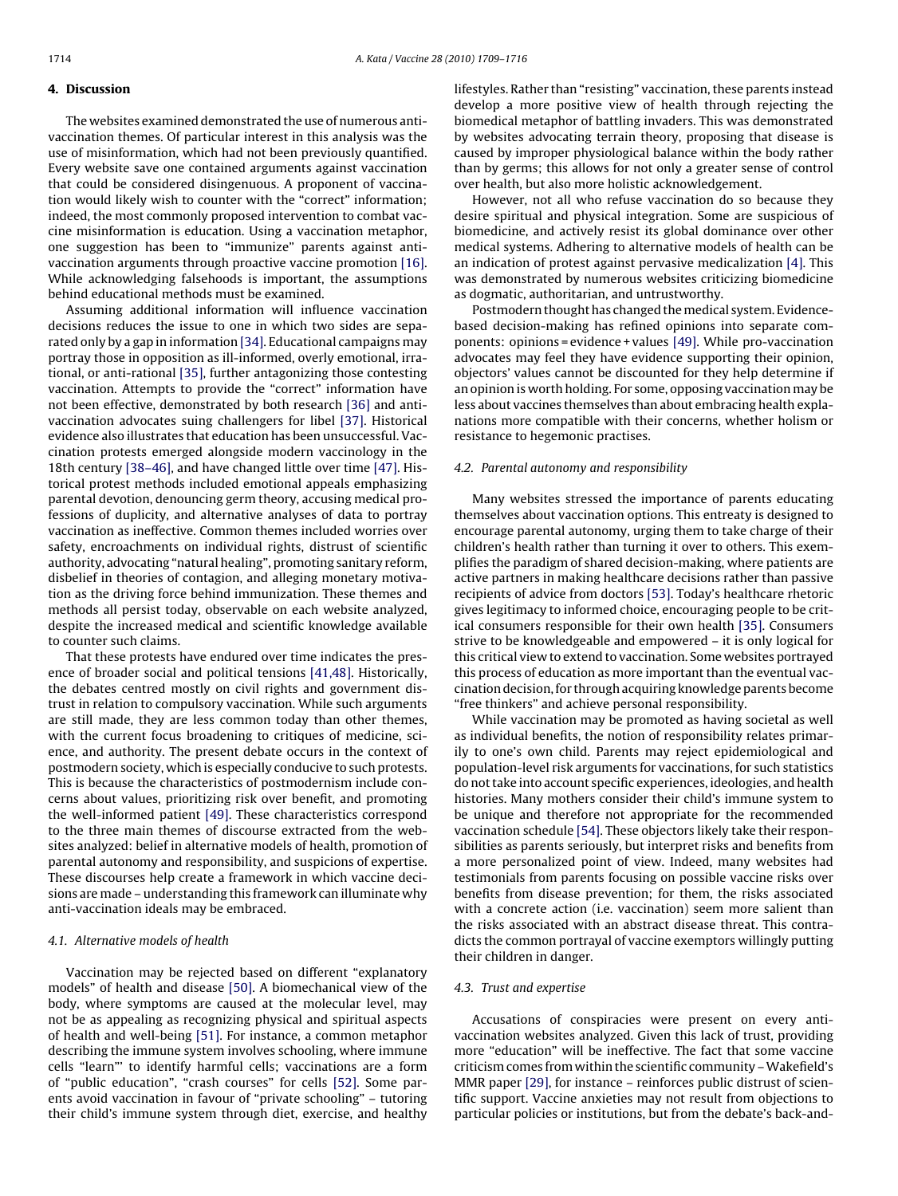## 4. Discussion

The websites examined demonstrated the use of numerous anti-vaccination themes. Of particular interest in this analysis was the use of misinformation, which had not been previously quantified. Every website save one contained arguments against vaccination that could be considered disingenuous. A proponent of vaccination would likely wish to counter with the "correct" information; indeed, the most commonly proposed intervention to combat vaccine misinformation is education. Using a vaccination metaphor, one suggestion has been to "immunize" parents against anti-vaccination arguments through proactive vaccine promotion [16]. While acknowledging falsehoods is important, the assumptions behind educational methods must be examined.

Assuming additional information will influence vaccination decisions reduces the issue to one in which two sides are separated only by a gap in information [34]. Educational campaigns may portray those in opposition as ill-informed, overly emotional, irrational, or anti-rational [35], further antagonizing those contesting vaccination. Attempts to provide the "correct" information have not been effective, demonstrated by both research [36] and anti-vaccination advocates suing challengers for libel [37]. Historical evidence also illustrates that education has been unsuccessful. Vaccination protests emerged alongside modern vaccinology in the 18th century [38–46], and have changed little over time [47]. Historical protest methods included emotional appeals emphasizing parental devotion, denouncing germ theory, accusing medical professions of duplicity, and alternative analyses of data to portray vaccination as ineffective. Common themes included worries over safety, encroachments on individual rights, distrust of scientific authority, advocating "natural healing", promoting sanitary reform, disbelief in theories of contagion, and alleging monetary motivation as the driving force behind immunization. These themes and methods all persist today, observable on each website analyzed, despite the increased medical and scientific knowledge available to counter such claims.

That these protests have endured over time indicates the presence of broader social and political tensions [41,48]. Historically, the debates centred mostly on civil rights and government distrust in relation to compulsory vaccination. While such arguments are still made, they are less common today than other themes, with the current focus broadening to critiques of medicine, science, and authority. The present debate occurs in the context of postmodern society, which is especially conducive to such protests. This is because the characteristics of postmodernism include concerns about values, prioritizing risk over benefit, and promoting the well-informed patient [49]. These characteristics correspond to the three main themes of discourse extracted from the websites analyzed: belief in alternative models of health, promotion of parental autonomy and responsibility, and suspicions of expertise. These discourses help create a framework in which vaccine decisions are made – understanding this framework can illuminate why anti-vaccination ideals may be embraced.

### 4.1. Alternative models of health

Vaccination may be rejected based on different "explanatory models" of health and disease [50]. A biomechanical view of the body, where symptoms are caused at the molecular level, may not be as appealing as recognizing physical and spiritual aspects of health and well-being [51]. For instance, a common metaphor describing the immune system involves schooling, where immune cells "learn"' to identify harmful cells; vaccinations are a form of "public education", "crash courses" for cells [52]. Some parents avoid vaccination in favour of "private schooling" – tutoring their child's immune system through diet, exercise, and healthy lifestyles. Rather than "resisting" vaccination, these parents instead develop a more positive view of health through rejecting the biomedical metaphor of battling invaders. This was demonstrated by websites advocating terrain theory, proposing that disease is caused by improper physiological balance within the body rather than by germs; this allows for not only a greater sense of control over health, but also more holistic acknowledgement.

However, not all who refuse vaccination do so because they desire spiritual and physical integration. Some are suspicious of biomedicine, and actively resist its global dominance over other medical systems. Adhering to alternative models of health can be an indication of protest against pervasive medicalization [4]. This was demonstrated by numerous websites criticizing biomedicine as dogmatic, authoritarian, and untrustworthy.

Postmodern thought has changed the medical system. Evidence-based decision-making has refined opinions into separate components: opinions = evidence + values [49]. While pro-vaccination advocates may feel they have evidence supporting their opinion, objectors' values cannot be discounted for they help determine if an opinion is worth holding. For some, opposing vaccination may be less about vaccines themselves than about embracing health explanations more compatible with their concerns, whether holism or resistance to hegemonic practises.

### 4.2. Parental autonomy and responsibility

Many websites stressed the importance of parents educating themselves about vaccination options. This entreaty is designed to encourage parental autonomy, urging them to take charge of their children's health rather than turning it over to others. This exemplifies the paradigm of shared decision-making, where patients are active partners in making healthcare decisions rather than passive recipients of advice from doctors [53]. Today's healthcare rhetoric gives legitimacy to informed choice, encouraging people to be critical consumers responsible for their own health [35]. Consumers strive to be knowledgeable and empowered – it is only logical for this critical view to extend to vaccination. Some websites portrayed this process of education as more important than the eventual vaccination decision, for through acquiring knowledge parents become "free thinkers" and achieve personal responsibility.

While vaccination may be promoted as having societal as well as individual benefits, the notion of responsibility relates primarily to one's own child. Parents may reject epidemiological and population-level risk arguments for vaccinations, for such statistics do not take into account specific experiences, ideologies, and health histories. Many mothers consider their child's immune system to be unique and therefore not appropriate for the recommended vaccination schedule [54]. These objectors likely take their responsibilities as parents seriously, but interpret risks and benefits from a more personalized point of view. Indeed, many websites had testimonials from parents focusing on possible vaccine risks over benefits from disease prevention; for them, the risks associated with a concrete action (i.e. vaccination) seem more salient than the risks associated with an abstract disease threat. This contradicts the common portrayal of vaccine exemptors willingly putting their children in danger.

### 4.3. Trust and expertise

Accusations of conspiracies were present on every anti-vaccination websites analyzed. Given this lack of trust, providing more "education" will be ineffective. The fact that some vaccine criticism comes from within the scientific community – Wakefield's MMR paper [29], for instance – reinforces public distrust of scientific support. Vaccine anxieties may not result from objections to particular policies or institutions, but from the debate's back-and-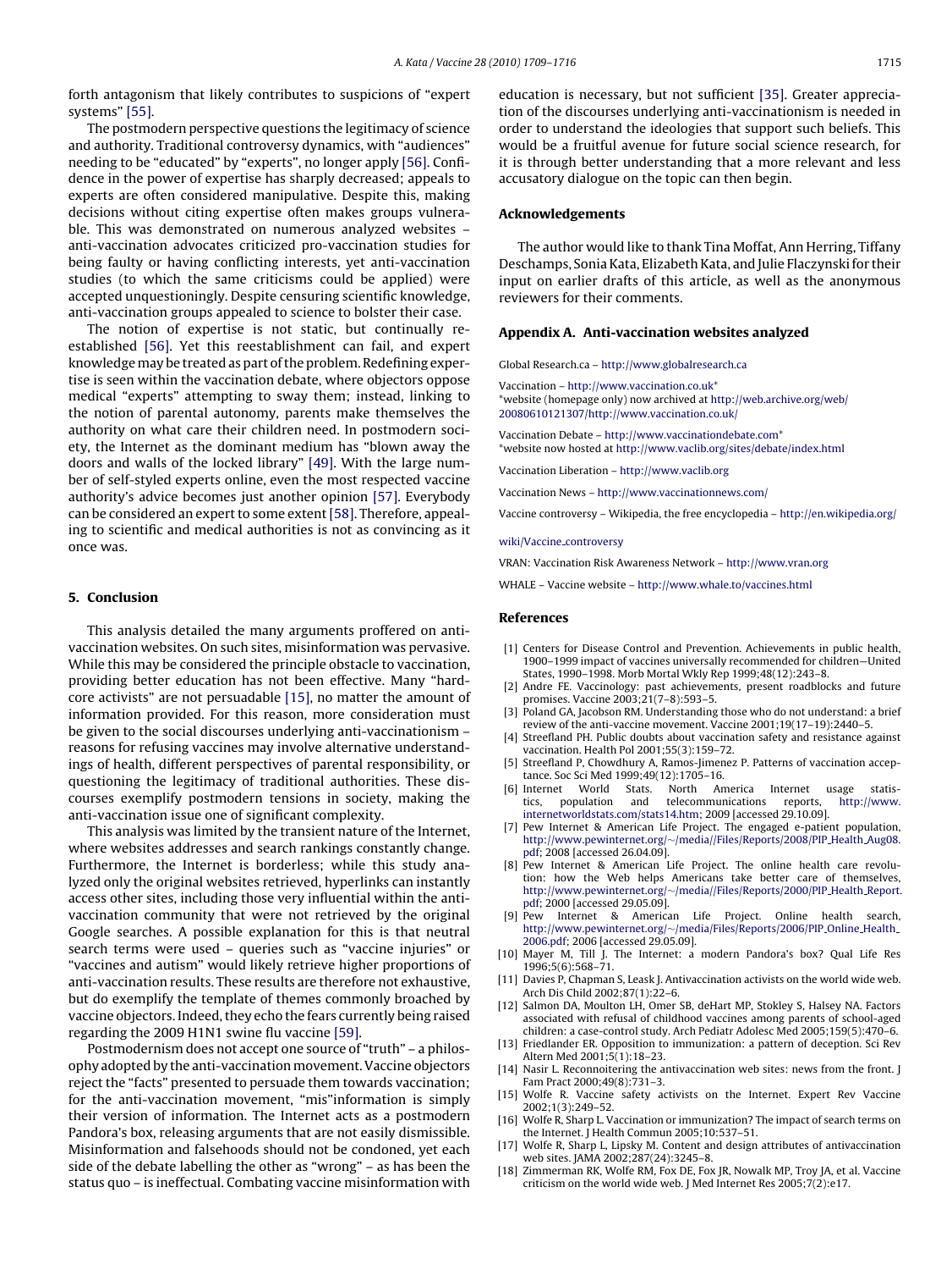forth antagonism that likely contributes to suspicions of "expert systems" [55].

The postmodern perspective questions the legitimacy of science and authority. Traditional controversy dynamics, with "audiences" needing to be "educated" by "experts", no longer apply [56]. Confidence in the power of expertise has sharply decreased; appeals to experts are often considered manipulative. Despite this, making decisions without citing expertise often makes groups vulnerable. This was demonstrated on numerous analyzed websites – anti-vaccination advocates criticized pro-vaccination studies for being faulty or having conflicting interests, yet anti-vaccination studies (to which the same criticisms could be applied) were accepted unquestioningly. Despite censuring scientific knowledge, anti-vaccination groups appealed to science to bolster their case.

The notion of expertise is not static, but continually re-established [56]. Yet this reestablishment can fail, and expert knowledge may be treated as part of the problem. Redefining expertise is seen within the vaccination debate, where objectors oppose medical "experts" attempting to sway them; instead, linking to the notion of parental autonomy, parents make themselves the authority on what care their children need. In postmodern society, the Internet as the dominant medium has "blown away the doors and walls of the locked library" [49]. With the large number of self-styled experts online, even the most respected vaccine authority's advice becomes just another opinion [57]. Everybody can be considered an expert to some extent [58]. Therefore, appealing to scientific and medical authorities is not as convincing as it once was.

## 5. Conclusion

This analysis detailed the many arguments proffered on anti-vaccination websites. On such sites, misinformation was pervasive. While this may be considered the principle obstacle to vaccination, providing better education has not been effective. Many "hard-core activists" are not persuadable [15], no matter the amount of information provided. For this reason, more consideration must be given to the social discourses underlying anti-vaccinationism – reasons for refusing vaccines may involve alternative understandings of health, different perspectives of parental responsibility, or questioning the legitimacy of traditional authorities. These discourses exemplify postmodern tensions in society, making the anti-vaccination issue one of significant complexity.

This analysis was limited by the transient nature of the Internet, where websites addresses and search rankings constantly change. Furthermore, the Internet is borderless; while this study analyzed only the original websites retrieved, hyperlinks can instantly access other sites, including those very influential within the anti-vaccination community that were not retrieved by the original Google searches. A possible explanation for this is that neutral search terms were used – queries such as "vaccine injuries" or "vaccines and autism" would likely retrieve higher proportions of anti-vaccination results. These results are therefore not exhaustive, but do exemplify the template of themes commonly broached by vaccine objectors. Indeed, they echo the fears currently being raised regarding the 2009 H1N1 swine flu vaccine [59].

Postmodernism does not accept one source of "truth" – a philosophy adopted by the anti-vaccination movement. Vaccine objectors reject the "facts" presented to persuade them towards vaccination; for the anti-vaccination movement, "mis"information is simply their version of information. The Internet acts as a postmodern Pandora's box, releasing arguments that are not easily dismissible. Misinformation and falsehoods should not be condoned, yet each side of the debate labelling the other as "wrong" – as has been the status quo – is ineffectual. Combating vaccine misinformation with education is necessary, but not sufficient [35]. Greater appreciation of the discourses underlying anti-vaccinationism is needed in order to understand the ideologies that support such beliefs. This would be a fruitful avenue for future social science research, for it is through better understanding that a more relevant and less accusatory dialogue on the topic can then begin.

## Acknowledgements

The author would like to thank Tina Moffat, Ann Herring, Tiffany Deschamps, Sonia Kata, Elizabeth Kata, and Julie Flaczynski for their input on earlier drafts of this article, as well as the anonymous reviewers for their comments.

## Appendix A. Anti-vaccination websites analyzed

Global Research.ca – http://www.globalresearch.ca

Vaccination – http://www.vaccination.co.uk*
*website (homepage only) now archived at http://web.archive.org/web/20080610121307/http://www.vaccination.co.uk/

Vaccination Debate – http://www.vaccinationdebate.com*
*website now hosted at http://www.vaclib.org/sites/debate/index.html

Vaccination Liberation – http://www.vaclib.org

Vaccination News – http://www.vaccinationnews.com/

Vaccine controversy – Wikipedia, the free encyclopedia – http://en.wikipedia.org/wiki/Vaccine_controversy

VRAN: Vaccination Risk Awareness Network – http://www.vran.org

WHALE – Vaccine website – http://www.whale.to/vaccines.html

## References

[1] Centers for Disease Control and Prevention. Achievements in public health, 1900–1999 impact of vaccines universally recommended for children—United States, 1990–1998. Morb Mortal Wkly Rep 1999;48(12):243–8.

[2] Andre FE. Vaccinology: past achievements, present roadblocks and future promises. Vaccine 2003;21(7–8):593–5.

[3] Poland GA, Jacobson RM. Understanding those who do not understand: a brief review of the anti-vaccine movement. Vaccine 2001;19(17–19):2440–5.

[4] Streefland PH. Public doubts about vaccination safety and resistance against vaccination. Health Pol 2001;55(3):159–72.

[5] Streefland P, Chowdhury A, Ramos-Jimenez P. Patterns of vaccination acceptance. Soc Sci Med 1999;49(12):1705–16.

[6] Internet World Stats. North America Internet usage statistics, population and telecommunications reports, http://www.internetworldstats.com/stats14.htm; 2009 [accessed 29.10.09].

[7] Pew Internet & American Life Project. The engaged e-patient population, http://www.pewinternet.org/~/media//Files/Reports/2008/PIP_Health_Aug08.pdf; 2008 [accessed 26.04.09].

[8] Pew Internet & American Life Project. The online health care revolution: how the Web helps Americans take better care of themselves, http://www.pewinternet.org/~/media//Files/Reports/2000/PIP_Health_Report.pdf; 2000 [accessed 29.05.09].

[9] Pew Internet & American Life Project. Online health search, http://www.pewinternet.org/~/media/Files/Reports/2006/PIP_Online_Health_2006.pdf; 2006 [accessed 29.05.09].

[10] Mayer M, Till J. The Internet: a modern Pandora's box? Qual Life Res 1996;5(6):568–71.

[11] Davies P, Chapman S, Leask J. Antivaccination activists on the world wide web. Arch Dis Child 2002;87(1):22–6.

[12] Salmon DA, Moulton LH, Omer SB, deHart MP, Stokley S, Halsey NA. Factors associated with refusal of childhood vaccines among parents of school-aged children: a case-control study. Arch Pediatr Adolesc Med 2005;159(5):470–6.

[13] Friedlander ER. Opposition to immunization: a pattern of deception. Sci Rev Altern Med 2001;5(1):18–23.

[14] Nasir L. Reconnoitering the antivaccination web sites: news from the front. J Fam Pract 2000;49(8):731–3.

[15] Wolfe R. Vaccine safety activists on the Internet. Expert Rev Vaccine 2002;1(3):249–52.

[16] Wolfe R, Sharp L. Vaccination or immunization? The impact of search terms on the Internet. J Health Commun 2005;10:537–51.

[17] Wolfe R, Sharp L, Lipsky M. Content and design attributes of antivaccination web sites. JAMA 2002;287(24):3245–8.

[18] Zimmerman RK, Wolfe RM, Fox DE, Fox JR, Nowalk MP, Troy JA, et al. Vaccine criticism on the world wide web. J Med Internet Res 2005;7(2):e17.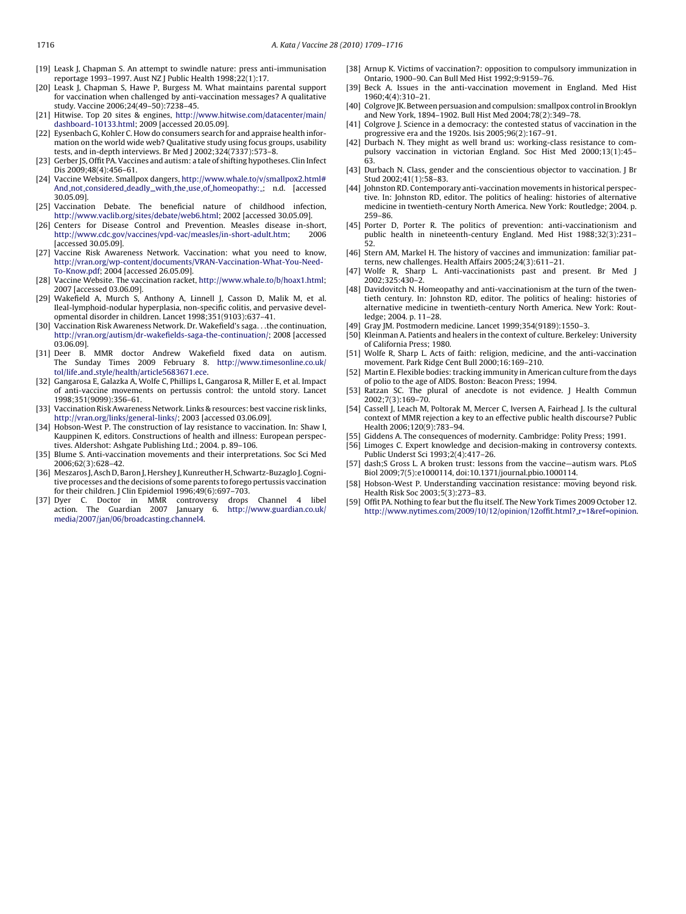[19] Leask J, Chapman S. An attempt to swindle nature: press anti-immunisation reportage 1993–1997. Aust NZ J Public Health 1998;22(1):17.

[20] Leask J, Chapman S, Hawe P, Burgess M. What maintains parental support for vaccination when challenged by anti-vaccination messages? A qualitative study. Vaccine 2006;24(49–50):7238–45.

[21] Hitwise. Top 20 sites & engines, http://www.hitwise.com/datacenter/main/dashboard-10133.html; 2009 [accessed 20.05.09].

[22] Eysenbach G, Kohler C. How do consumers search for and appraise health information on the world wide web? Qualitative study using focus groups, usability tests, and in-depth interviews. Br Med J 2002;324(7337):573–8.

[23] Gerber JS, Offit PA. Vaccines and autism: a tale of shifting hypotheses. Clin Infect Dis 2009;48(4):456–61.

[24] Vaccine Website. Smallpox dangers, http://www.whale.to/v/smallpox2.html#And_not_considered_deadly__with_the_use_of_homeopathy:_; n.d. [accessed 30.05.09].

[25] Vaccination Debate. The beneficial nature of childhood infection, http://www.vaclib.org/sites/debate/web6.html; 2002 [accessed 30.05.09].

[26] Centers for Disease Control and Prevention. Measles disease in-short, http://www.cdc.gov/vaccines/vpd-vac/measles/in-short-adult.htm; 2006 [accessed 30.05.09].

[27] Vaccine Risk Awareness Network. Vaccination: what you need to know, http://vran.org/wp-content/documents/VRAN-Vaccination-What-You-Need-To-Know.pdf; 2004 [accessed 26.05.09].

[28] Vaccine Website. The vaccination racket, http://www.whale.to/b/hoax1.html; 2007 [accessed 03.06.09].

[29] Wakefield A, Murch S, Anthony A, Linnell J, Casson D, Malik M, et al. Ileal-lymphoid-nodular hyperplasia, non-specific colitis, and pervasive developmental disorder in children. Lancet 1998;351(9103):637–41.

[30] Vaccination Risk Awareness Network. Dr. Wakefield's saga…the continuation, http://vran.org/autism/dr-wakefields-saga-the-continuation/; 2008 [accessed 03.06.09].

[31] Deer B. MMR doctor Andrew Wakefield fixed data on autism. The Sunday Times 2009 February 8. http://www.timesonline.co.uk/tol/life_and_style/health/article5683671.ece.

[32] Gangarosa E, Galazka A, Wolfe C, Phillips L, Gangarosa R, Miller E, et al. Impact of anti-vaccine movements on pertussis control: the untold story. Lancet 1998;351(9099):356–61.

[33] Vaccination Risk Awareness Network. Links & resources: best vaccine risk links, http://vran.org/links/general-links/; 2003 [accessed 03.06.09].

[34] Hobson-West P. The construction of lay resistance to vaccination. In: Shaw I, Kauppinen K, editors. Constructions of health and illness: European perspectives. Aldershot: Ashgate Publishing Ltd.; 2004. p. 89–106.

[35] Blume S. Anti-vaccination movements and their interpretations. Soc Sci Med 2006;62(3):628–42.

[36] Meszaros J, Asch D, Baron J, Hershey J, Kunreuther H, Schwartz-Buzaglo J. Cognitive processes and the decisions of some parents to forego pertussis vaccination for their children. J Clin Epidemiol 1996;49(6):697–703.

[37] Dyer C. Doctor in MMR controversy drops Channel 4 libel action. The Guardian 2007 January 6. http://www.guardian.co.uk/media/2007/jan/06/broadcasting.channel4.

[38] Arnup K. Victims of vaccination?: opposition to compulsory immunization in Ontario, 1900–90. Can Bull Med Hist 1992;9:9159–76.

[39] Beck A. Issues in the anti-vaccination movement in England. Med Hist 1960;4(4):310–21.

[40] Colgrove JK. Between persuasion and compulsion: smallpox control in Brooklyn and New York, 1894–1902. Bull Hist Med 2004;78(2):349–78.

[41] Colgrove J. Science in a democracy: the contested status of vaccination in the progressive era and the 1920s. Isis 2005;96(2):167–91.

[42] Durbach N. They might as well brand us: working-class resistance to compulsory vaccination in victorian England. Soc Hist Med 2000;13(1):45–63.

[43] Durbach N. Class, gender and the conscientious objector to vaccination. J Br Stud 2002;41(1):58–83.

[44] Johnston RD. Contemporary anti-vaccination movements in historical perspective. In: Johnston RD, editor. The politics of healing: histories of alternative medicine in twentieth-century North America. New York: Routledge; 2004. p. 259–86.

[45] Porter D, Porter R. The politics of prevention: anti-vaccinationism and public health in nineteenth-century England. Med Hist 1988;32(3):231–52.

[46] Stern AM, Markel H. The history of vaccines and immunization: familiar patterns, new challenges. Health Affairs 2005;24(3):611–21.

[47] Wolfe R, Sharp L. Anti-vaccinationists past and present. Br Med J 2002;325:430–2.

[48] Davidovitch N. Homeopathy and anti-vaccinationism at the turn of the twentieth century. In: Johnston RD, editor. The politics of healing: histories of alternative medicine in twentieth-century North America. New York: Routledge; 2004. p. 11–28.

[49] Gray JM. Postmodern medicine. Lancet 1999;354(9189):1550–3.

[50] Kleinman A. Patients and healers in the context of culture. Berkeley: University of California Press; 1980.

[51] Wolfe R, Sharp L. Acts of faith: religion, medicine, and the anti-vaccination movement. Park Ridge Cent Bull 2000;16:169–210.

[52] Martin E. Flexible bodies: tracking immunity in American culture from the days of polio to the age of AIDS. Boston: Beacon Press; 1994.

[53] Ratzan SC. The plural of anecdote is not evidence. J Health Commun 2002;7(3):169–70.

[54] Cassell J, Leach M, Poltorak M, Mercer C, Iversen A, Fairhead J. Is the cultural context of MMR rejection a key to an effective public health discourse? Public Health 2006;120(9):783–94.

[55] Giddens A. The consequences of modernity. Cambridge: Polity Press; 1991.

[56] Limoges C. Expert knowledge and decision-making in controversy contexts. Public Underst Sci 1993;2(4):417–26.

[57] dash;S Gross L. A broken trust: lessons from the vaccine—autism wars. PLoS Biol 2009;7(5):e1000114, doi:10.1371/journal.pbio.1000114.

[58] Hobson-West P. Understanding vaccination resistance: moving beyond risk. Health Risk Soc 2003;5(3):273–83.

[59] Offit PA. Nothing to fear but the flu itself. The New York Times 2009 October 12. http://www.nytimes.com/2009/10/12/opinion/12offit.html?_r=1&ref=opinion.